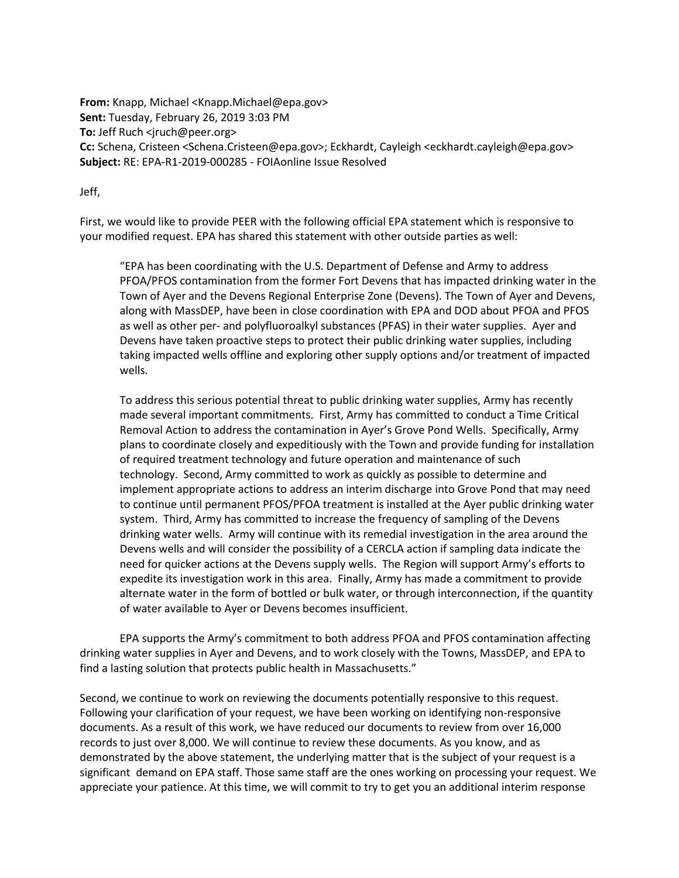**From:** Knapp, Michael <Knapp.Michael@epa.gov>
**Sent:** Tuesday, February 26, 2019 3:03 PM
**To:** Jeff Ruch <jruch@peer.org>
**Cc:** Schena, Cristeen <Schena.Cristeen@epa.gov>; Eckhardt, Cayleigh <eckhardt.cayleigh@epa.gov>
**Subject:** RE: EPA-R1-2019-000285 - FOIAonline Issue Resolved

Jeff,

First, we would like to provide PEER with the following official EPA statement which is responsive to your modified request. EPA has shared this statement with other outside parties as well:

> "EPA has been coordinating with the U.S. Department of Defense and Army to address PFOA/PFOS contamination from the former Fort Devens that has impacted drinking water in the Town of Ayer and the Devens Regional Enterprise Zone (Devens). The Town of Ayer and Devens, along with MassDEP, have been in close coordination with EPA and DOD about PFOA and PFOS as well as other per- and polyfluoroalkyl substances (PFAS) in their water supplies. Ayer and Devens have taken proactive steps to protect their public drinking water supplies, including taking impacted wells offline and exploring other supply options and/or treatment of impacted wells.
>
> To address this serious potential threat to public drinking water supplies, Army has recently made several important commitments. First, Army has committed to conduct a Time Critical Removal Action to address the contamination in Ayer's Grove Pond Wells. Specifically, Army plans to coordinate closely and expeditiously with the Town and provide funding for installation of required treatment technology and future operation and maintenance of such technology. Second, Army committed to work as quickly as possible to determine and implement appropriate actions to address an interim discharge into Grove Pond that may need to continue until permanent PFOS/PFOA treatment is installed at the Ayer public drinking water system. Third, Army has committed to increase the frequency of sampling of the Devens drinking water wells. Army will continue with its remedial investigation in the area around the Devens wells and will consider the possibility of a CERCLA action if sampling data indicate the need for quicker actions at the Devens supply wells. The Region will support Army's efforts to expedite its investigation work in this area. Finally, Army has made a commitment to provide alternate water in the form of bottled or bulk water, or through interconnection, if the quantity of water available to Ayer or Devens becomes insufficient.
>
> EPA supports the Army's commitment to both address PFOA and PFOS contamination affecting drinking water supplies in Ayer and Devens, and to work closely with the Towns, MassDEP, and EPA to find a lasting solution that protects public health in Massachusetts."

Second, we continue to work on reviewing the documents potentially responsive to this request. Following your clarification of your request, we have been working on identifying non-responsive documents. As a result of this work, we have reduced our documents to review from over 16,000 records to just over 8,000. We will continue to review these documents. As you know, and as demonstrated by the above statement, the underlying matter that is the subject of your request is a significant demand on EPA staff. Those same staff are the ones working on processing your request. We appreciate your patience. At this time, we will commit to try to get you an additional interim response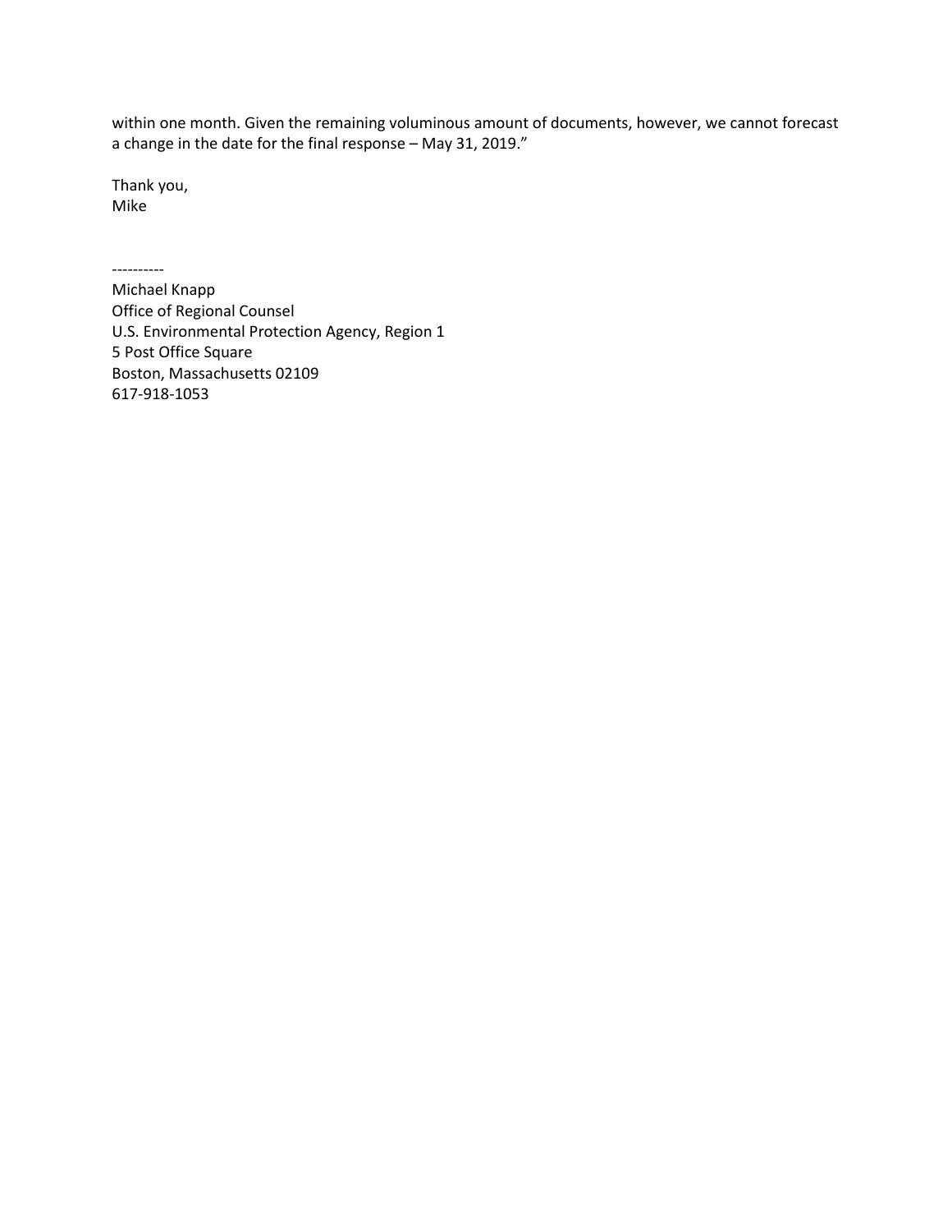within one month. Given the remaining voluminous amount of documents, however, we cannot forecast a change in the date for the final response – May 31, 2019."

Thank you,
Mike

----------
Michael Knapp
Office of Regional Counsel
U.S. Environmental Protection Agency, Region 1
5 Post Office Square
Boston, Massachusetts 02109
617-918-1053